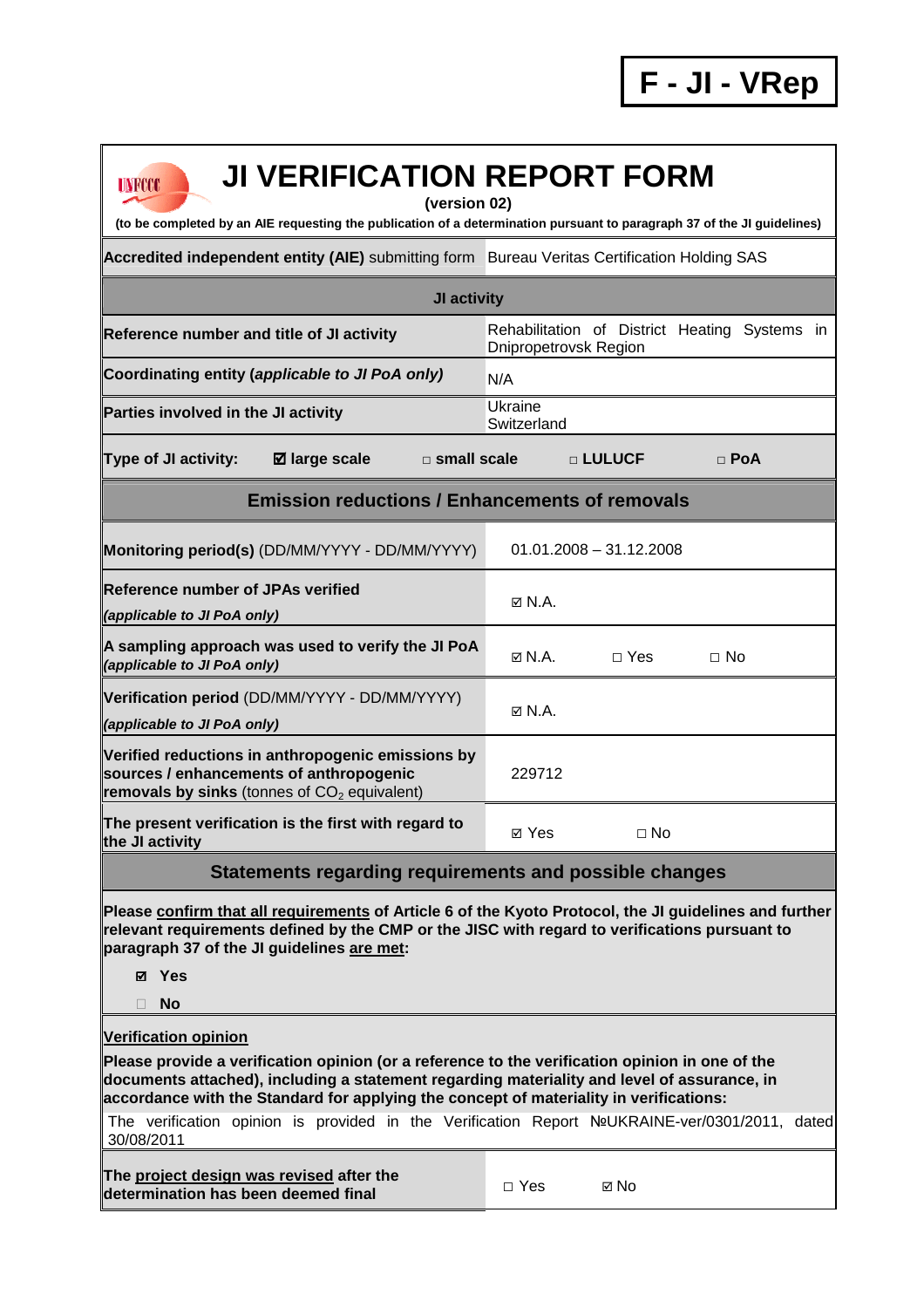**F - JI - VRep**

# JI VERIFICATION REPORT FORM

**(version 02)**

**(to be completed by an AIE requesting the publication of a determination pursuant to paragraph 37 of the JI guidelines)**

| **Accredited independent entity (AIE)** submitting form | Bureau Veritas Certification Holding SAS |
|---|---|
| **JI activity** | |
| **Reference number and title of JI activity** | Rehabilitation of District Heating Systems in Dnipropetrovsk Region |
| **Coordinating entity (*applicable to JI PoA only*)** | N/A |
| **Parties involved in the JI activity** | Ukraine<br>Switzerland |
| **Type of JI activity:** ☑ **large scale** □ **small scale** □ **LULUCF** □ **PoA** | |

## Emission reductions / Enhancements of removals

| | |
|---|---|
| **Monitoring period(s)** (DD/MM/YYYY - DD/MM/YYYY) | 01.01.2008 – 31.12.2008 |
| **Reference number of JPAs verified** *(applicable to JI PoA only)* | ☑ N.A. |
| **A sampling approach was used to verify the JI PoA** *(applicable to JI PoA only)* | ☑ N.A. □ Yes □ No |
| **Verification period** (DD/MM/YYYY - DD/MM/YYYY) *(applicable to JI PoA only)* | ☑ N.A. |
| **Verified reductions in anthropogenic emissions by sources / enhancements of anthropogenic removals by sinks** (tonnes of $CO_2$ equivalent) | 229712 |
| **The present verification is the first with regard to the JI activity** | ☑ Yes □ No |

## Statements regarding requirements and possible changes

**Please confirm that all requirements of Article 6 of the Kyoto Protocol, the JI guidelines and further relevant requirements defined by the CMP or the JISC with regard to verifications pursuant to paragraph 37 of the JI guidelines are met:**

☑ **Yes**

□ **No**

**Verification opinion**

**Please provide a verification opinion (or a reference to the verification opinion in one of the documents attached), including a statement regarding materiality and level of assurance, in accordance with the Standard for applying the concept of materiality in verifications:**

The verification opinion is provided in the Verification Report №UKRAINE-ver/0301/2011, dated 30/08/2011

| | |
|---|---|
| **The project design was revised after the determination has been deemed final** | □ Yes ☑ No |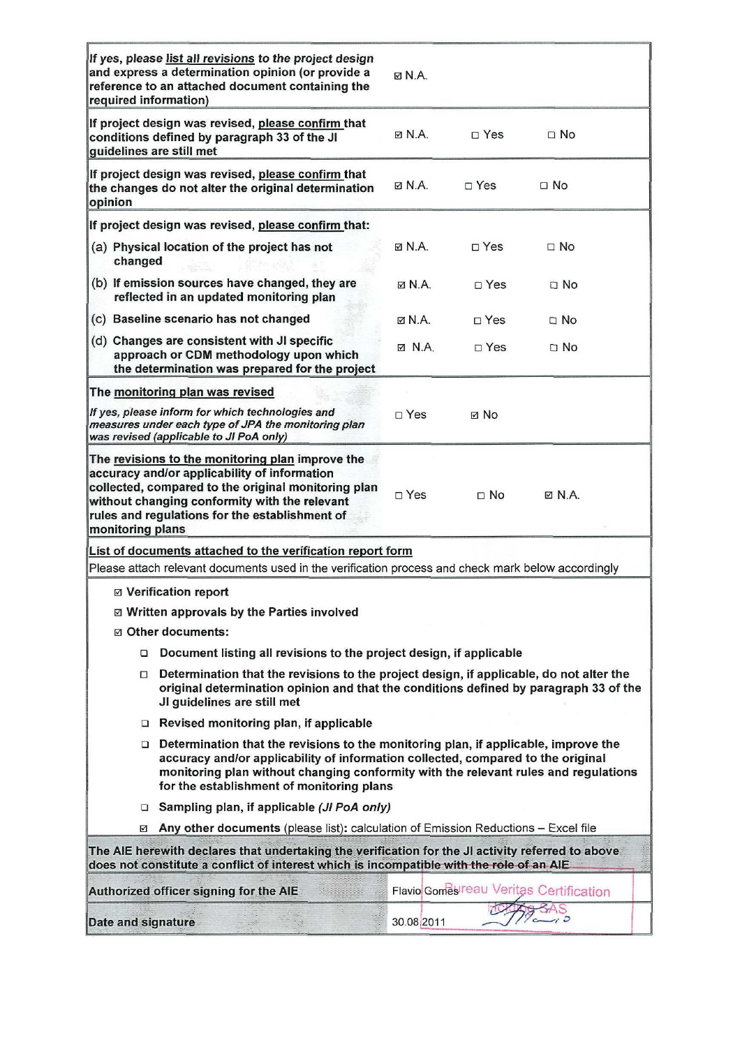| | | | |
|---|---|---|---|
| *If yes, please list all revisions to the project design and express a determination opinion (or provide a reference to an attached document containing the required information)* | ☑ N.A. | | |
| If project design was revised, please confirm that conditions defined by paragraph 33 of the JI guidelines are still met | ☑ N.A. | ☐ Yes | ☐ No |
| If project design was revised, please confirm that the changes do not alter the original determination opinion | ☑ N.A. | ☐ Yes | ☐ No |
| If project design was revised, please confirm that: | | | |
| (a) Physical location of the project has not changed | ☑ N.A. | ☐ Yes | ☐ No |
| (b) If emission sources have changed, they are reflected in an updated monitoring plan | ☑ N.A. | ☐ Yes | ☐ No |
| (c) Baseline scenario has not changed | ☑ N.A. | ☐ Yes | ☐ No |
| (d) Changes are consistent with JI specific approach or CDM methodology upon which the determination was prepared for the project | ☑ N.A. | ☐ Yes | ☐ No |
| The monitoring plan was revised<br>*If yes, please inform for which technologies and measures under each type of JPA the monitoring plan was revised (applicable to JI PoA only)* | ☐ Yes | ☑ No | |
| The revisions to the monitoring plan improve the accuracy and/or applicability of information collected, compared to the original monitoring plan without changing conformity with the relevant rules and regulations for the establishment of monitoring plans | ☐ Yes | ☐ No | ☑ N.A. |

**List of documents attached to the verification report form**

Please attach relevant documents used in the verification process and check mark below accordingly

- ☑ **Verification report**
- ☑ **Written approvals by the Parties involved**
- ☑ **Other documents:**
  - ☐ **Document listing all revisions to the project design, if applicable**
  - ☐ **Determination that the revisions to the project design, if applicable, do not alter the original determination opinion and that the conditions defined by paragraph 33 of the JI guidelines are still met**
  - ☐ **Revised monitoring plan, if applicable**
  - ☐ **Determination that the revisions to the monitoring plan, if applicable, improve the accuracy and/or applicability of information collected, compared to the original monitoring plan without changing conformity with the relevant rules and regulations for the establishment of monitoring plans**
  - ☐ **Sampling plan, if applicable** *(JI PoA only)*
  - ☑ **Any other documents** (please list): calculation of Emission Reductions – Excel file

**The AIE herewith declares that undertaking the verification for the JI activity referred to above does not constitute a conflict of interest which is incompatible with the role of an AIE**

| | |
|---|---|
| **Authorized officer signing for the AIE** | Flavio Gomes Bureau Veritas Certification |
| **Date and signature** | 30.08.2011 Holding SAS |